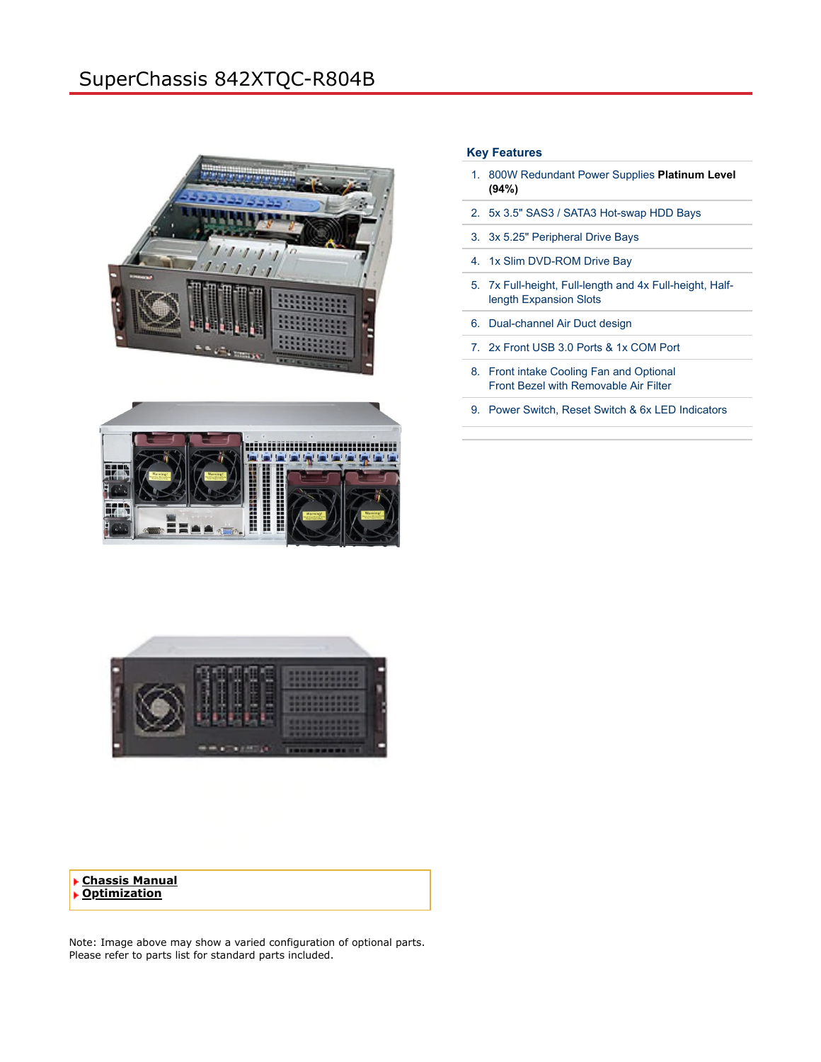# SuperChassis 842XTQC-R804B

## Key Features

1. 800W Redundant Power Supplies **Platinum Level (94%)**
2. 5x 3.5" SAS3 / SATA3 Hot-swap HDD Bays
3. 3x 5.25" Peripheral Drive Bays
4. 1x Slim DVD-ROM Drive Bay
5. 7x Full-height, Full-length and 4x Full-height, Half-length Expansion Slots
6. Dual-channel Air Duct design
7. 2x Front USB 3.0 Ports & 1x COM Port
8. Front intake Cooling Fan and Optional Front Bezel with Removable Air Filter
9. Power Switch, Reset Switch & 6x LED Indicators

- **Chassis Manual**
- **Optimization**

Note: Image above may show a varied configuration of optional parts. Please refer to parts list for standard parts included.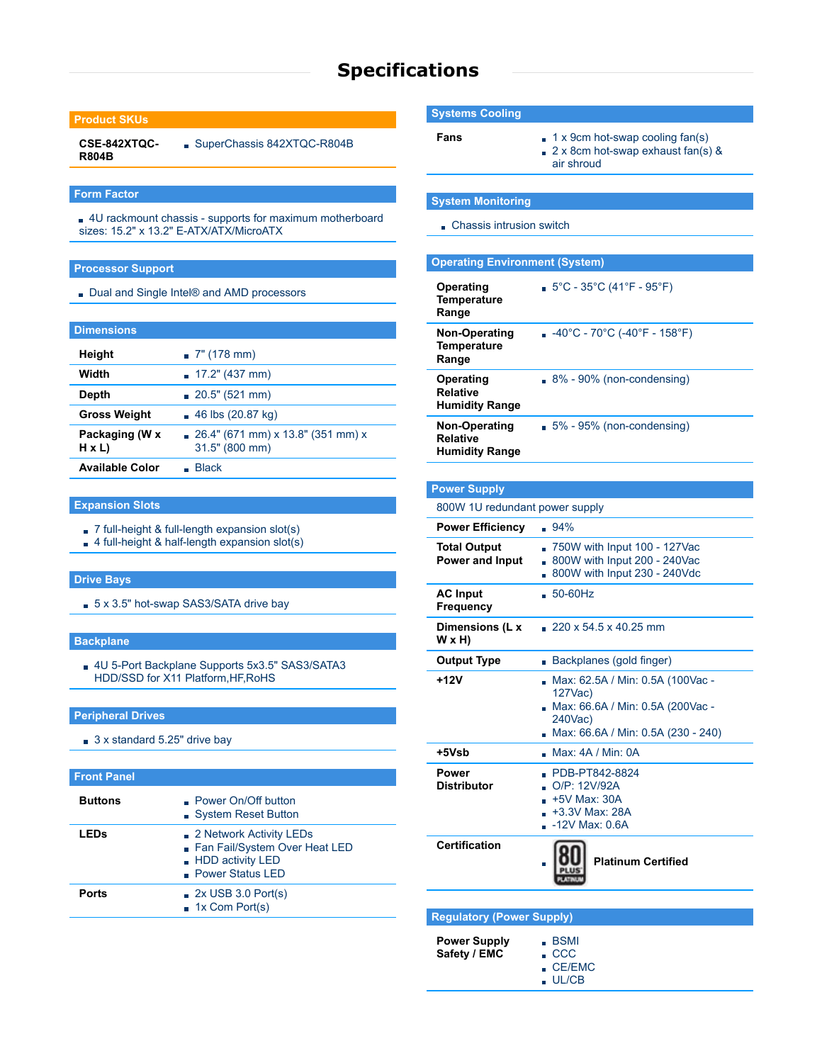# Specifications

## Product SKUs

| | |
|---|---|
| **CSE-842XTQC-R804B** | SuperChassis 842XTQC-R804B |

## Form Factor

- 4U rackmount chassis - supports for maximum motherboard sizes: 15.2" x 13.2" E-ATX/ATX/MicroATX

## Processor Support

- Dual and Single Intel® and AMD processors

## Dimensions

| | |
|---|---|
| **Height** | 7" (178 mm) |
| **Width** | 17.2" (437 mm) |
| **Depth** | 20.5" (521 mm) |
| **Gross Weight** | 46 lbs (20.87 kg) |
| **Packaging (W x H x L)** | 26.4" (671 mm) x 13.8" (351 mm) x 31.5" (800 mm) |
| **Available Color** | Black |

## Expansion Slots

- 7 full-height & full-length expansion slot(s)
- 4 full-height & half-length expansion slot(s)

## Drive Bays

- 5 x 3.5" hot-swap SAS3/SATA drive bay

## Backplane

- 4U 5-Port Backplane Supports 5x3.5" SAS3/SATA3 HDD/SSD for X11 Platform,HF,RoHS

## Peripheral Drives

- 3 x standard 5.25" drive bay

## Front Panel

| | |
|---|---|
| **Buttons** | Power On/Off button<br>System Reset Button |
| **LEDs** | 2 Network Activity LEDs<br>Fan Fail/System Over Heat LED<br>HDD activity LED<br>Power Status LED |
| **Ports** | 2x USB 3.0 Port(s)<br>1x Com Port(s) |

## Systems Cooling

| | |
|---|---|
| **Fans** | 1 x 9cm hot-swap cooling fan(s)<br>2 x 8cm hot-swap exhaust fan(s) & air shroud |

## System Monitoring

- Chassis intrusion switch

## Operating Environment (System)

| | |
|---|---|
| **Operating Temperature Range** | 5°C - 35°C (41°F - 95°F) |
| **Non-Operating Temperature Range** | -40°C - 70°C (-40°F - 158°F) |
| **Operating Relative Humidity Range** | 8% - 90% (non-condensing) |
| **Non-Operating Relative Humidity Range** | 5% - 95% (non-condensing) |

## Power Supply

800W 1U redundant power supply

| | |
|---|---|
| **Power Efficiency** | 94% |
| **Total Output Power and Input** | 750W with Input 100 - 127Vac<br>800W with Input 200 - 240Vac<br>800W with Input 230 - 240Vdc |
| **AC Input Frequency** | 50-60Hz |
| **Dimensions (L x W x H)** | 220 x 54.5 x 40.25 mm |
| **Output Type** | Backplanes (gold finger) |
| **+12V** | Max: 62.5A / Min: 0.5A (100Vac - 127Vac)<br>Max: 66.6A / Min: 0.5A (200Vac - 240Vac)<br>Max: 66.6A / Min: 0.5A (230 - 240) |
| **+5Vsb** | Max: 4A / Min: 0A |
| **Power Distributor** | PDB-PT842-8824<br>O/P: 12V/92A<br>+5V Max: 30A<br>+3.3V Max: 28A<br>-12V Max: 0.6A |
| **Certification** | Platinum Certified |

## Regulatory (Power Supply)

| | |
|---|---|
| **Power Supply Safety / EMC** | BSMI<br>CCC<br>CE/EMC<br>UL/CB |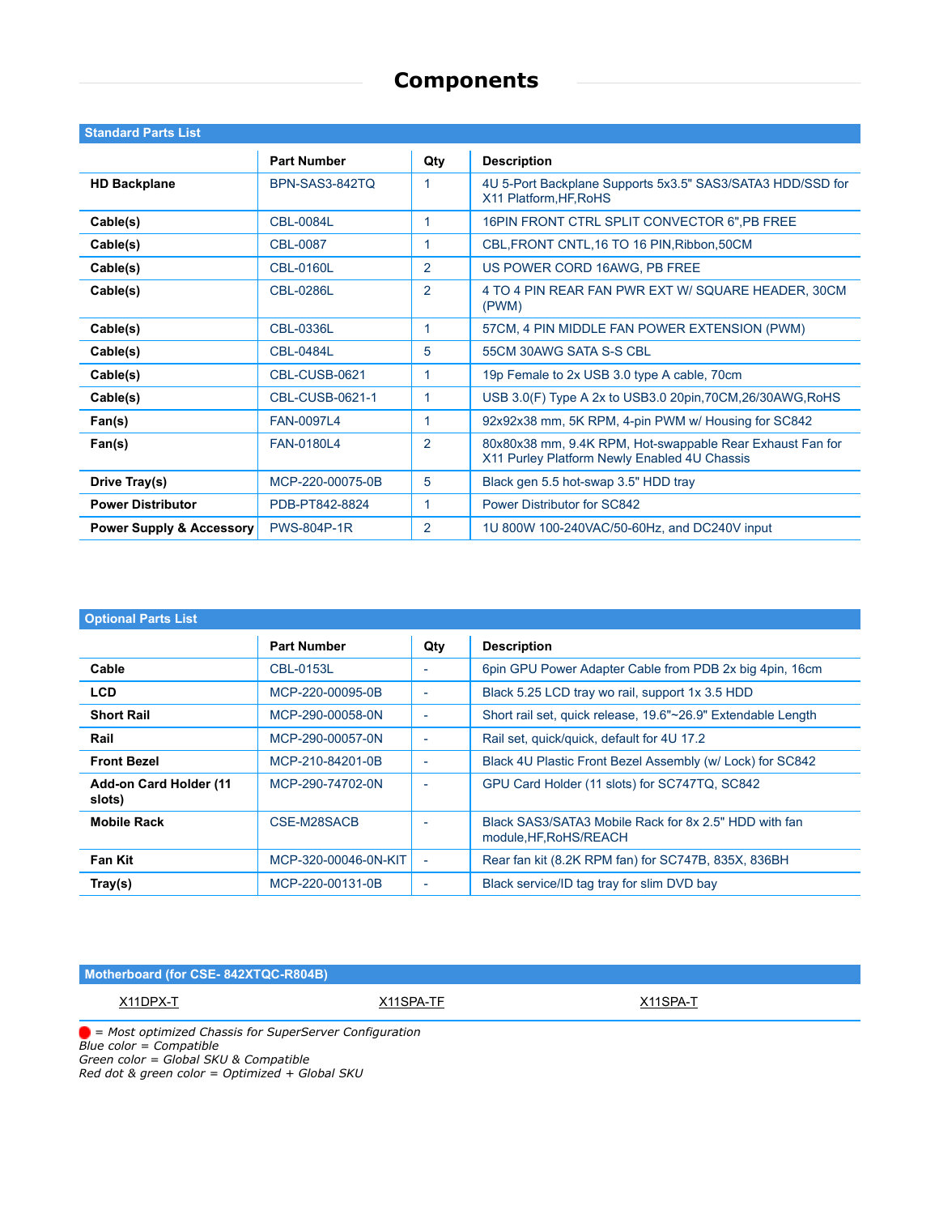# Components

## Standard Parts List

| | Part Number | Qty | Description |
|---|---|---|---|
| **HD Backplane** | BPN-SAS3-842TQ | 1 | 4U 5-Port Backplane Supports 5x3.5" SAS3/SATA3 HDD/SSD for X11 Platform,HF,RoHS |
| **Cable(s)** | CBL-0084L | 1 | 16PIN FRONT CTRL SPLIT CONVECTOR 6",PB FREE |
| **Cable(s)** | CBL-0087 | 1 | CBL,FRONT CNTL,16 TO 16 PIN,Ribbon,50CM |
| **Cable(s)** | CBL-0160L | 2 | US POWER CORD 16AWG, PB FREE |
| **Cable(s)** | CBL-0286L | 2 | 4 TO 4 PIN REAR FAN PWR EXT W/ SQUARE HEADER, 30CM (PWM) |
| **Cable(s)** | CBL-0336L | 1 | 57CM, 4 PIN MIDDLE FAN POWER EXTENSION (PWM) |
| **Cable(s)** | CBL-0484L | 5 | 55CM 30AWG SATA S-S CBL |
| **Cable(s)** | CBL-CUSB-0621 | 1 | 19p Female to 2x USB 3.0 type A cable, 70cm |
| **Cable(s)** | CBL-CUSB-0621-1 | 1 | USB 3.0(F) Type A 2x to USB3.0 20pin,70CM,26/30AWG,RoHS |
| **Fan(s)** | FAN-0097L4 | 1 | 92x92x38 mm, 5K RPM, 4-pin PWM w/ Housing for SC842 |
| **Fan(s)** | FAN-0180L4 | 2 | 80x80x38 mm, 9.4K RPM, Hot-swappable Rear Exhaust Fan for X11 Purley Platform Newly Enabled 4U Chassis |
| **Drive Tray(s)** | MCP-220-00075-0B | 5 | Black gen 5.5 hot-swap 3.5" HDD tray |
| **Power Distributor** | PDB-PT842-8824 | 1 | Power Distributor for SC842 |
| **Power Supply & Accessory** | PWS-804P-1R | 2 | 1U 800W 100-240VAC/50-60Hz, and DC240V input |

## Optional Parts List

| | Part Number | Qty | Description |
|---|---|---|---|
| **Cable** | CBL-0153L | - | 6pin GPU Power Adapter Cable from PDB 2x big 4pin, 16cm |
| **LCD** | MCP-220-00095-0B | - | Black 5.25 LCD tray wo rail, support 1x 3.5 HDD |
| **Short Rail** | MCP-290-00058-0N | - | Short rail set, quick release, 19.6"~26.9" Extendable Length |
| **Rail** | MCP-290-00057-0N | - | Rail set, quick/quick, default for 4U 17.2 |
| **Front Bezel** | MCP-210-84201-0B | - | Black 4U Plastic Front Bezel Assembly (w/ Lock) for SC842 |
| **Add-on Card Holder (11 slots)** | MCP-290-74702-0N | - | GPU Card Holder (11 slots) for SC747TQ, SC842 |
| **Mobile Rack** | CSE-M28SACB | - | Black SAS3/SATA3 Mobile Rack for 8x 2.5" HDD with fan module,HF,RoHS/REACH |
| **Fan Kit** | MCP-320-00046-0N-KIT | - | Rear fan kit (8.2K RPM fan) for SC747B, 835X, 836BH |
| **Tray(s)** | MCP-220-00131-0B | - | Black service/ID tag tray for slim DVD bay |

## Motherboard (for CSE- 842XTQC-R804B)

| | | |
|---|---|---|
| X11DPX-T | X11SPA-TF | X11SPA-T |

● = *Most optimized Chassis for SuperServer Configuration*
*Blue color = Compatible*
*Green color = Global SKU & Compatible*
*Red dot & green color = Optimized + Global SKU*